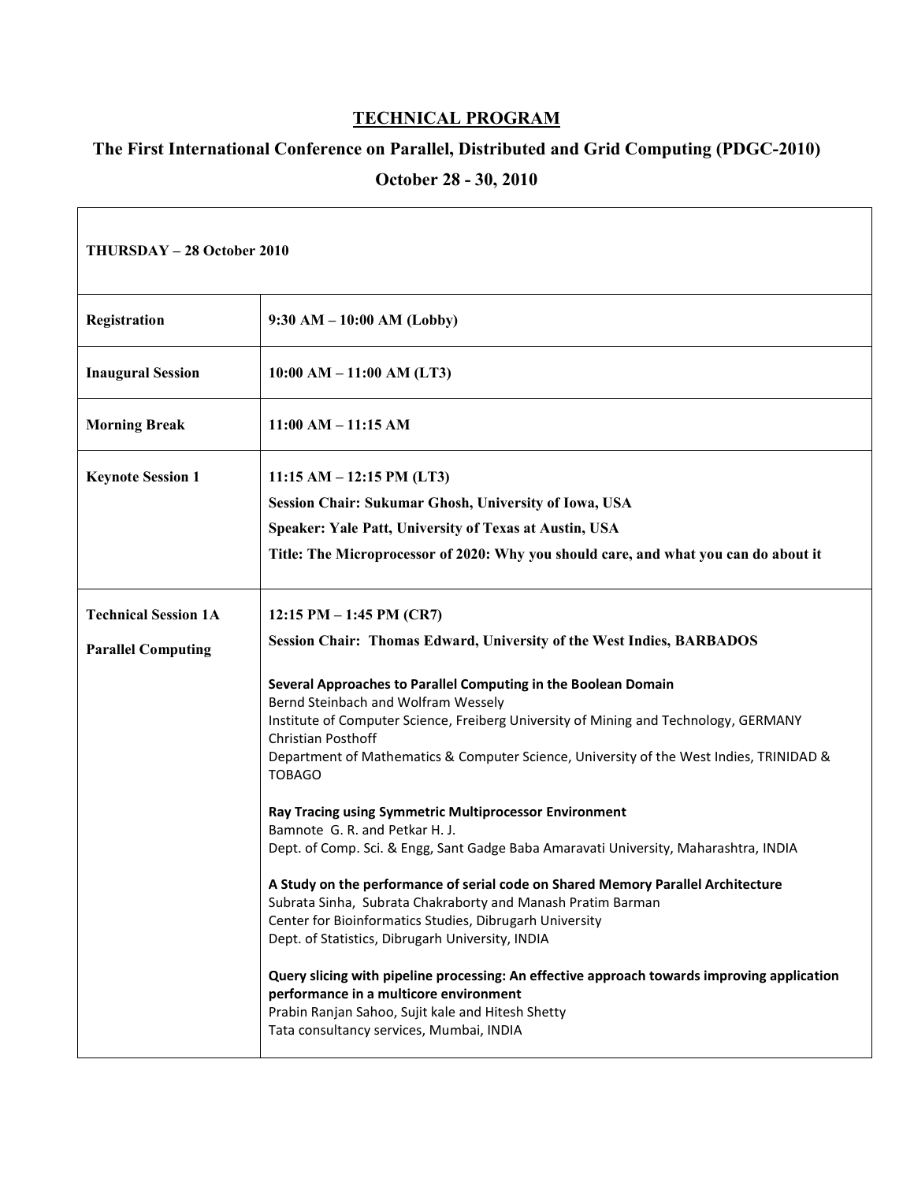# TECHNICAL PROGRAM

## The First International Conference on Parallel, Distributed and Grid Computing (PDGC-2010)

## October 28 - 30, 2010

| THURSDAY – 28 October 2010 | |
|---|---|
| **Registration** | **9:30 AM – 10:00 AM (Lobby)** |
| **Inaugural Session** | **10:00 AM – 11:00 AM (LT3)** |
| **Morning Break** | **11:00 AM – 11:15 AM** |
| **Keynote Session 1** | **11:15 AM – 12:15 PM (LT3)**<br>**Session Chair: Sukumar Ghosh, University of Iowa, USA**<br>**Speaker: Yale Patt, University of Texas at Austin, USA**<br>**Title: The Microprocessor of 2020: Why you should care, and what you can do about it** |
| **Technical Session 1A**<br><br>**Parallel Computing** | **12:15 PM – 1:45 PM (CR7)**<br>**Session Chair: Thomas Edward, University of the West Indies, BARBADOS**<br><br>**Several Approaches to Parallel Computing in the Boolean Domain**<br>Bernd Steinbach and Wolfram Wessely<br>Institute of Computer Science, Freiberg University of Mining and Technology, GERMANY<br>Christian Posthoff<br>Department of Mathematics & Computer Science, University of the West Indies, TRINIDAD & TOBAGO<br><br>**Ray Tracing using Symmetric Multiprocessor Environment**<br>Bamnote G. R. and Petkar H. J.<br>Dept. of Comp. Sci. & Engg, Sant Gadge Baba Amaravati University, Maharashtra, INDIA<br><br>**A Study on the performance of serial code on Shared Memory Parallel Architecture**<br>Subrata Sinha, Subrata Chakraborty and Manash Pratim Barman<br>Center for Bioinformatics Studies, Dibrugarh University<br>Dept. of Statistics, Dibrugarh University, INDIA<br><br>**Query slicing with pipeline processing: An effective approach towards improving application performance in a multicore environment**<br>Prabin Ranjan Sahoo, Sujit kale and Hitesh Shetty<br>Tata consultancy services, Mumbai, INDIA |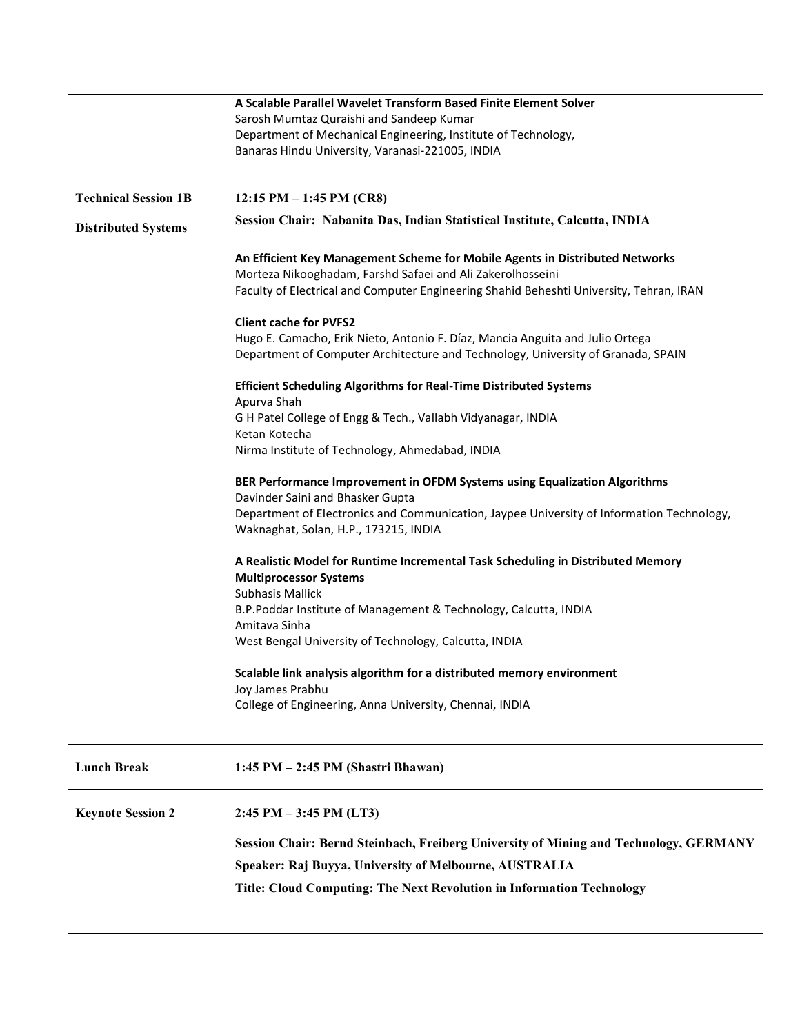| | |
|---|---|
| | **A Scalable Parallel Wavelet Transform Based Finite Element Solver**<br>Sarosh Mumtaz Quraishi and Sandeep Kumar<br>Department of Mechanical Engineering, Institute of Technology,<br>Banaras Hindu University, Varanasi-221005, INDIA |
| **Technical Session 1B**<br><br>**Distributed Systems** | **12:15 PM – 1:45 PM (CR8)**<br><br>**Session Chair: Nabanita Das, Indian Statistical Institute, Calcutta, INDIA**<br><br>**An Efficient Key Management Scheme for Mobile Agents in Distributed Networks**<br>Morteza Nikooghadam, Farshd Safaei and Ali Zakerolhosseini<br>Faculty of Electrical and Computer Engineering Shahid Beheshti University, Tehran, IRAN<br><br>**Client cache for PVFS2**<br>Hugo E. Camacho, Erik Nieto, Antonio F. Díaz, Mancia Anguita and Julio Ortega<br>Department of Computer Architecture and Technology, University of Granada, SPAIN<br><br>**Efficient Scheduling Algorithms for Real-Time Distributed Systems**<br>Apurva Shah<br>G H Patel College of Engg & Tech., Vallabh Vidyanagar, INDIA<br>Ketan Kotecha<br>Nirma Institute of Technology, Ahmedabad, INDIA<br><br>**BER Performance Improvement in OFDM Systems using Equalization Algorithms**<br>Davinder Saini and Bhasker Gupta<br>Department of Electronics and Communication, Jaypee University of Information Technology, Waknaghat, Solan, H.P., 173215, INDIA<br><br>**A Realistic Model for Runtime Incremental Task Scheduling in Distributed Memory Multiprocessor Systems**<br>Subhasis Mallick<br>B.P.Poddar Institute of Management & Technology, Calcutta, INDIA<br>Amitava Sinha<br>West Bengal University of Technology, Calcutta, INDIA<br><br>**Scalable link analysis algorithm for a distributed memory environment**<br>Joy James Prabhu<br>College of Engineering, Anna University, Chennai, INDIA |
| **Lunch Break** | **1:45 PM – 2:45 PM (Shastri Bhawan)** |
| **Keynote Session 2** | **2:45 PM – 3:45 PM (LT3)**<br><br>**Session Chair: Bernd Steinbach, Freiberg University of Mining and Technology, GERMANY**<br><br>**Speaker: Raj Buyya, University of Melbourne, AUSTRALIA**<br><br>**Title: Cloud Computing: The Next Revolution in Information Technology** |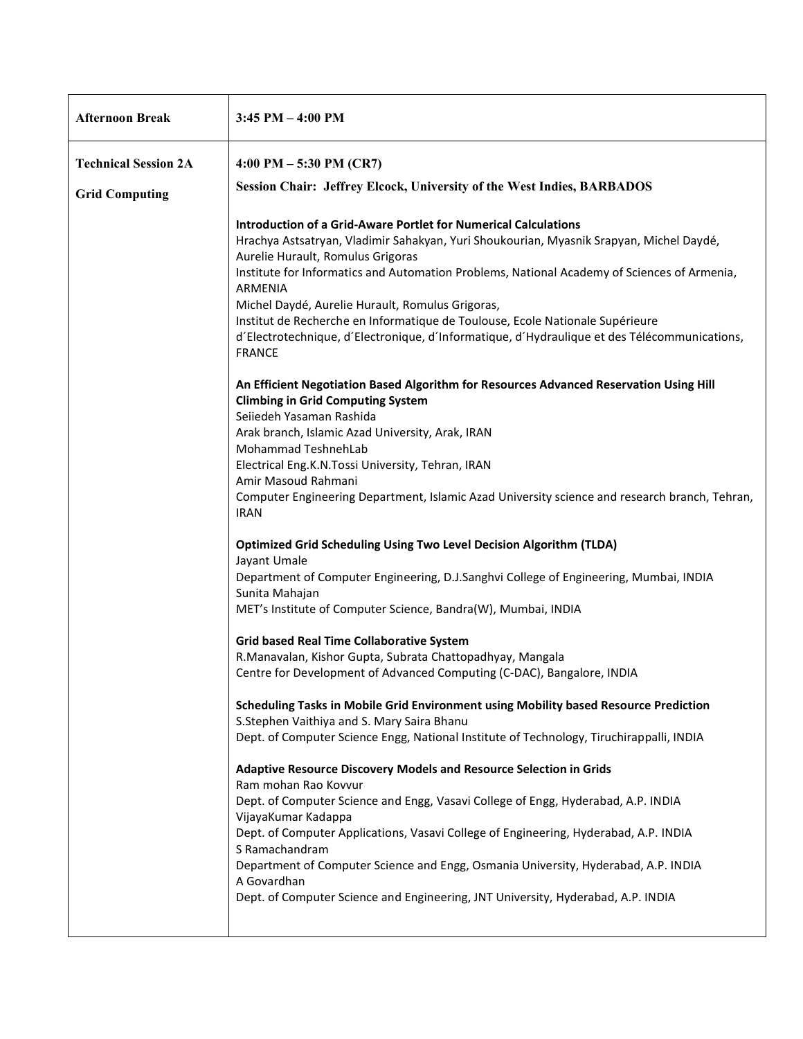| Afternoon Break | 3:45 PM – 4:00 PM |
|---|---|
| **Technical Session 2A**<br><br>**Grid Computing** | **4:00 PM – 5:30 PM (CR7)**<br><br>**Session Chair: Jeffrey Elcock, University of the West Indies, BARBADOS**<br><br>**Introduction of a Grid-Aware Portlet for Numerical Calculations**<br>Hrachya Astsatryan, Vladimir Sahakyan, Yuri Shoukourian, Myasnik Srapyan, Michel Daydé, Aurelie Hurault, Romulus Grigoras<br>Institute for Informatics and Automation Problems, National Academy of Sciences of Armenia, ARMENIA<br>Michel Daydé, Aurelie Hurault, Romulus Grigoras,<br>Institut de Recherche en Informatique de Toulouse, Ecole Nationale Supérieure d´Electrotechnique, d´Electronique, d´Informatique, d´Hydraulique et des Télécommunications, FRANCE<br><br>**An Efficient Negotiation Based Algorithm for Resources Advanced Reservation Using Hill Climbing in Grid Computing System**<br>Seiiedeh Yasaman Rashida<br>Arak branch, Islamic Azad University, Arak, IRAN<br>Mohammad TeshnehLab<br>Electrical Eng.K.N.Tossi University, Tehran, IRAN<br>Amir Masoud Rahmani<br>Computer Engineering Department, Islamic Azad University science and research branch, Tehran, IRAN<br><br>**Optimized Grid Scheduling Using Two Level Decision Algorithm (TLDA)**<br>Jayant Umale<br>Department of Computer Engineering, D.J.Sanghvi College of Engineering, Mumbai, INDIA<br>Sunita Mahajan<br>MET's Institute of Computer Science, Bandra(W), Mumbai, INDIA<br><br>**Grid based Real Time Collaborative System**<br>R.Manavalan, Kishor Gupta, Subrata Chattopadhyay, Mangala<br>Centre for Development of Advanced Computing (C-DAC), Bangalore, INDIA<br><br>**Scheduling Tasks in Mobile Grid Environment using Mobility based Resource Prediction**<br>S.Stephen Vaithiya and S. Mary Saira Bhanu<br>Dept. of Computer Science Engg, National Institute of Technology, Tiruchirappalli, INDIA<br><br>**Adaptive Resource Discovery Models and Resource Selection in Grids**<br>Ram mohan Rao Kovvur<br>Dept. of Computer Science and Engg, Vasavi College of Engg, Hyderabad, A.P. INDIA<br>VijayaKumar Kadappa<br>Dept. of Computer Applications, Vasavi College of Engineering, Hyderabad, A.P. INDIA<br>S Ramachandram<br>Department of Computer Science and Engg, Osmania University, Hyderabad, A.P. INDIA<br>A Govardhan<br>Dept. of Computer Science and Engineering, JNT University, Hyderabad, A.P. INDIA |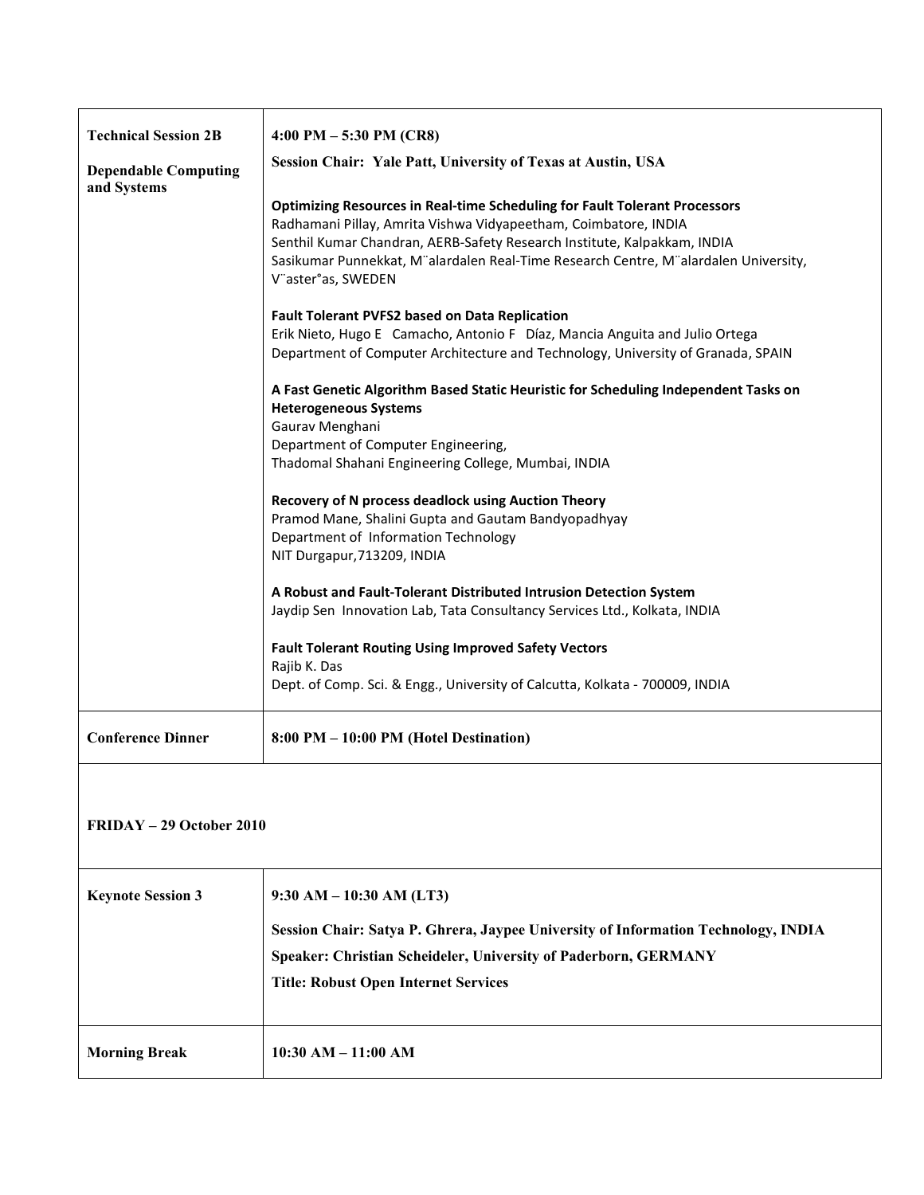| | |
|---|---|
| **Technical Session 2B**<br><br>**Dependable Computing and Systems** | **4:00 PM – 5:30 PM (CR8)**<br><br>**Session Chair: Yale Patt, University of Texas at Austin, USA**<br><br>**Optimizing Resources in Real-time Scheduling for Fault Tolerant Processors**<br>Radhamani Pillay, Amrita Vishwa Vidyapeetham, Coimbatore, INDIA<br>Senthil Kumar Chandran, AERB-Safety Research Institute, Kalpakkam, INDIA<br>Sasikumar Punnekkat, M¨alardalen Real-Time Research Centre, M¨alardalen University, V¨aster°as, SWEDEN<br><br>**Fault Tolerant PVFS2 based on Data Replication**<br>Erik Nieto, Hugo E Camacho, Antonio F Díaz, Mancia Anguita and Julio Ortega<br>Department of Computer Architecture and Technology, University of Granada, SPAIN<br><br>**A Fast Genetic Algorithm Based Static Heuristic for Scheduling Independent Tasks on Heterogeneous Systems**<br>Gaurav Menghani<br>Department of Computer Engineering,<br>Thadomal Shahani Engineering College, Mumbai, INDIA<br><br>**Recovery of N process deadlock using Auction Theory**<br>Pramod Mane, Shalini Gupta and Gautam Bandyopadhyay<br>Department of Information Technology<br>NIT Durgapur,713209, INDIA<br><br>**A Robust and Fault-Tolerant Distributed Intrusion Detection System**<br>Jaydip Sen Innovation Lab, Tata Consultancy Services Ltd., Kolkata, INDIA<br><br>**Fault Tolerant Routing Using Improved Safety Vectors**<br>Rajib K. Das<br>Dept. of Comp. Sci. & Engg., University of Calcutta, Kolkata - 700009, INDIA |
| **Conference Dinner** | **8:00 PM – 10:00 PM (Hotel Destination)** |

**FRIDAY – 29 October 2010**

| | |
|---|---|
| **Keynote Session 3** | **9:30 AM – 10:30 AM (LT3)**<br><br>**Session Chair: Satya P. Ghrera, Jaypee University of Information Technology, INDIA**<br><br>**Speaker: Christian Scheideler, University of Paderborn, GERMANY**<br><br>**Title: Robust Open Internet Services** |
| **Morning Break** | **10:30 AM – 11:00 AM** |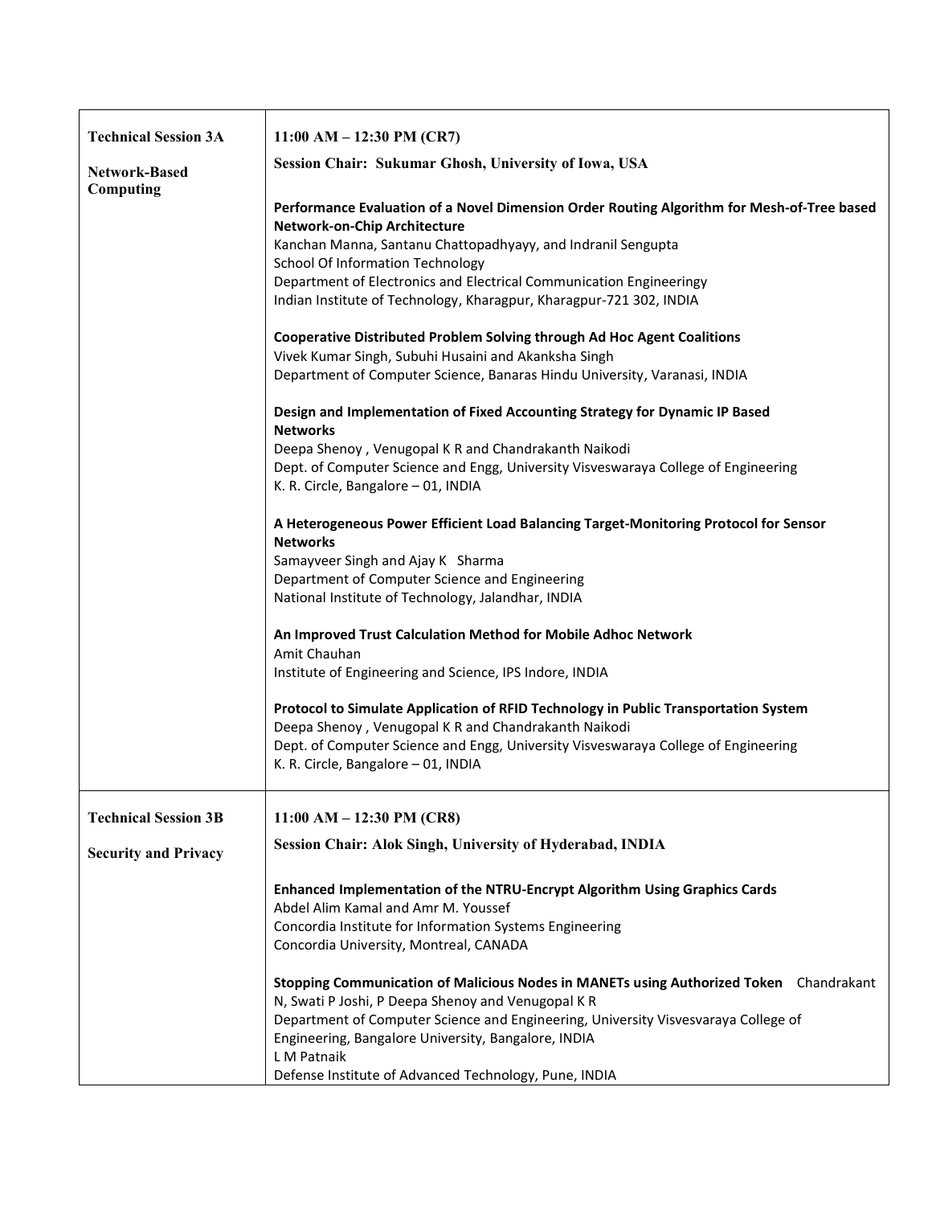| | |
|---|---|
| **Technical Session 3A**<br><br>**Network-Based Computing** | **11:00 AM – 12:30 PM (CR7)**<br><br>**Session Chair: Sukumar Ghosh, University of Iowa, USA**<br><br>**Performance Evaluation of a Novel Dimension Order Routing Algorithm for Mesh-of-Tree based Network-on-Chip Architecture**<br>Kanchan Manna, Santanu Chattopadhyayy, and Indranil Sengupta<br>School Of Information Technology<br>Department of Electronics and Electrical Communication Engineeringy<br>Indian Institute of Technology, Kharagpur, Kharagpur-721 302, INDIA<br><br>**Cooperative Distributed Problem Solving through Ad Hoc Agent Coalitions**<br>Vivek Kumar Singh, Subuhi Husaini and Akanksha Singh<br>Department of Computer Science, Banaras Hindu University, Varanasi, INDIA<br><br>**Design and Implementation of Fixed Accounting Strategy for Dynamic IP Based Networks**<br>Deepa Shenoy , Venugopal K R and Chandrakanth Naikodi<br>Dept. of Computer Science and Engg, University Visveswaraya College of Engineering<br>K. R. Circle, Bangalore – 01, INDIA<br><br>**A Heterogeneous Power Efficient Load Balancing Target-Monitoring Protocol for Sensor Networks**<br>Samayveer Singh and Ajay K Sharma<br>Department of Computer Science and Engineering<br>National Institute of Technology, Jalandhar, INDIA<br><br>**An Improved Trust Calculation Method for Mobile Adhoc Network**<br>Amit Chauhan<br>Institute of Engineering and Science, IPS Indore, INDIA<br><br>**Protocol to Simulate Application of RFID Technology in Public Transportation System**<br>Deepa Shenoy , Venugopal K R and Chandrakanth Naikodi<br>Dept. of Computer Science and Engg, University Visveswaraya College of Engineering<br>K. R. Circle, Bangalore – 01, INDIA |
| **Technical Session 3B**<br><br>**Security and Privacy** | **11:00 AM – 12:30 PM (CR8)**<br><br>**Session Chair: Alok Singh, University of Hyderabad, INDIA**<br><br>**Enhanced Implementation of the NTRU-Encrypt Algorithm Using Graphics Cards**<br>Abdel Alim Kamal and Amr M. Youssef<br>Concordia Institute for Information Systems Engineering<br>Concordia University, Montreal, CANADA<br><br>**Stopping Communication of Malicious Nodes in MANETs using Authorized Token** Chandrakant N, Swati P Joshi, P Deepa Shenoy and Venugopal K R<br>Department of Computer Science and Engineering, University Visvesvaraya College of Engineering, Bangalore University, Bangalore, INDIA<br>L M Patnaik<br>Defense Institute of Advanced Technology, Pune, INDIA |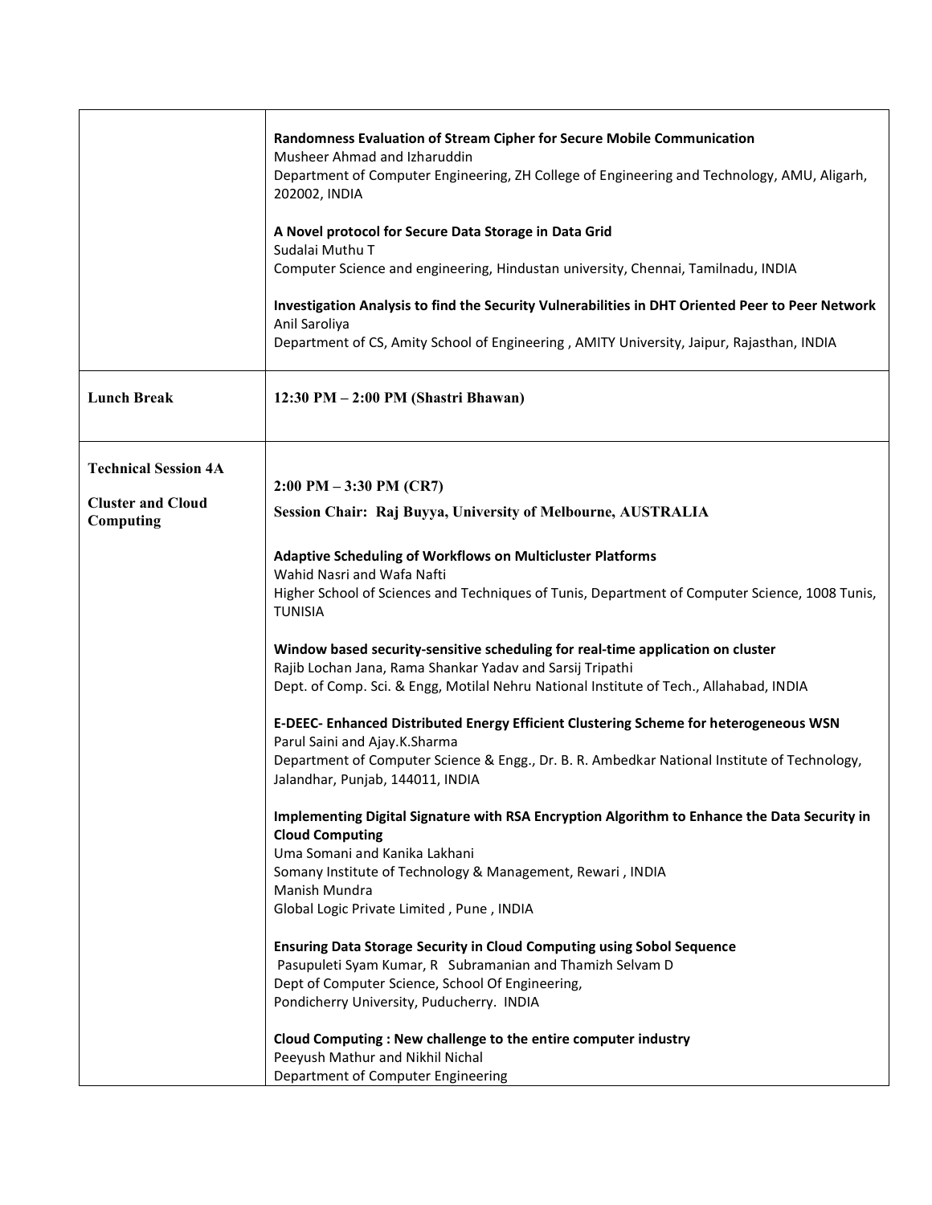| | |
|---|---|
| | **Randomness Evaluation of Stream Cipher for Secure Mobile Communication**<br>Musheer Ahmad and Izharuddin<br>Department of Computer Engineering, ZH College of Engineering and Technology, AMU, Aligarh, 202002, INDIA<br><br>**A Novel protocol for Secure Data Storage in Data Grid**<br>Sudalai Muthu T<br>Computer Science and engineering, Hindustan university, Chennai, Tamilnadu, INDIA<br><br>**Investigation Analysis to find the Security Vulnerabilities in DHT Oriented Peer to Peer Network**<br>Anil Saroliya<br>Department of CS, Amity School of Engineering , AMITY University, Jaipur, Rajasthan, INDIA |
| **Lunch Break** | **12:30 PM – 2:00 PM (Shastri Bhawan)** |
| **Technical Session 4A**<br><br>**Cluster and Cloud Computing** | **2:00 PM – 3:30 PM (CR7)**<br>**Session Chair: Raj Buyya, University of Melbourne, AUSTRALIA**<br><br>**Adaptive Scheduling of Workflows on Multicluster Platforms**<br>Wahid Nasri and Wafa Nafti<br>Higher School of Sciences and Techniques of Tunis, Department of Computer Science, 1008 Tunis, TUNISIA<br><br>**Window based security-sensitive scheduling for real-time application on cluster**<br>Rajib Lochan Jana, Rama Shankar Yadav and Sarsij Tripathi<br>Dept. of Comp. Sci. & Engg, Motilal Nehru National Institute of Tech., Allahabad, INDIA<br><br>**E-DEEC- Enhanced Distributed Energy Efficient Clustering Scheme for heterogeneous WSN**<br>Parul Saini and Ajay.K.Sharma<br>Department of Computer Science & Engg., Dr. B. R. Ambedkar National Institute of Technology, Jalandhar, Punjab, 144011, INDIA<br><br>**Implementing Digital Signature with RSA Encryption Algorithm to Enhance the Data Security in Cloud Computing**<br>Uma Somani and Kanika Lakhani<br>Somany Institute of Technology & Management, Rewari , INDIA<br>Manish Mundra<br>Global Logic Private Limited , Pune , INDIA<br><br>**Ensuring Data Storage Security in Cloud Computing using Sobol Sequence**<br>Pasupuleti Syam Kumar, R Subramanian and Thamizh Selvam D<br>Dept of Computer Science, School Of Engineering,<br>Pondicherry University, Puducherry. INDIA<br><br>**Cloud Computing : New challenge to the entire computer industry**<br>Peeyush Mathur and Nikhil Nichal<br>Department of Computer Engineering |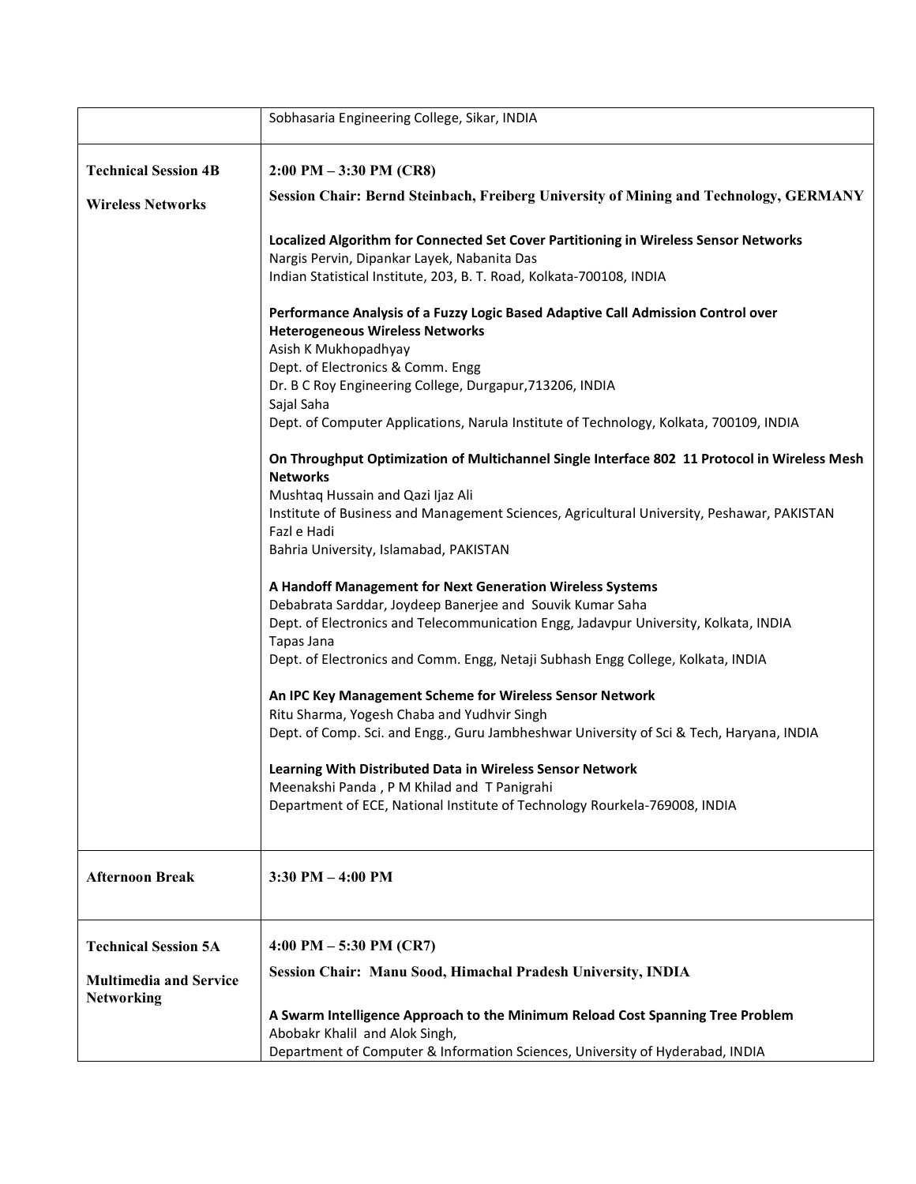| | |
|---|---|
| | Sobhasaria Engineering College, Sikar, INDIA |
| **Technical Session 4B**<br><br>**Wireless Networks** | **2:00 PM – 3:30 PM (CR8)**<br>**Session Chair: Bernd Steinbach, Freiberg University of Mining and Technology, GERMANY**<br><br>**Localized Algorithm for Connected Set Cover Partitioning in Wireless Sensor Networks**<br>Nargis Pervin, Dipankar Layek, Nabanita Das<br>Indian Statistical Institute, 203, B. T. Road, Kolkata-700108, INDIA<br><br>**Performance Analysis of a Fuzzy Logic Based Adaptive Call Admission Control over Heterogeneous Wireless Networks**<br>Asish K Mukhopadhyay<br>Dept. of Electronics & Comm. Engg<br>Dr. B C Roy Engineering College, Durgapur,713206, INDIA<br>Sajal Saha<br>Dept. of Computer Applications, Narula Institute of Technology, Kolkata, 700109, INDIA<br><br>**On Throughput Optimization of Multichannel Single Interface 802 11 Protocol in Wireless Mesh Networks**<br>Mushtaq Hussain and Qazi Ijaz Ali<br>Institute of Business and Management Sciences, Agricultural University, Peshawar, PAKISTAN<br>Fazl e Hadi<br>Bahria University, Islamabad, PAKISTAN<br><br>**A Handoff Management for Next Generation Wireless Systems**<br>Debabrata Sarddar, Joydeep Banerjee and Souvik Kumar Saha<br>Dept. of Electronics and Telecommunication Engg, Jadavpur University, Kolkata, INDIA<br>Tapas Jana<br>Dept. of Electronics and Comm. Engg, Netaji Subhash Engg College, Kolkata, INDIA<br><br>**An IPC Key Management Scheme for Wireless Sensor Network**<br>Ritu Sharma, Yogesh Chaba and Yudhvir Singh<br>Dept. of Comp. Sci. and Engg., Guru Jambheshwar University of Sci & Tech, Haryana, INDIA<br><br>**Learning With Distributed Data in Wireless Sensor Network**<br>Meenakshi Panda , P M Khilad and T Panigrahi<br>Department of ECE, National Institute of Technology Rourkela-769008, INDIA |
| **Afternoon Break** | **3:30 PM – 4:00 PM** |
| **Technical Session 5A**<br><br>**Multimedia and Service Networking** | **4:00 PM – 5:30 PM (CR7)**<br>**Session Chair: Manu Sood, Himachal Pradesh University, INDIA**<br><br>**A Swarm Intelligence Approach to the Minimum Reload Cost Spanning Tree Problem**<br>Abobakr Khalil and Alok Singh,<br>Department of Computer & Information Sciences, University of Hyderabad, INDIA |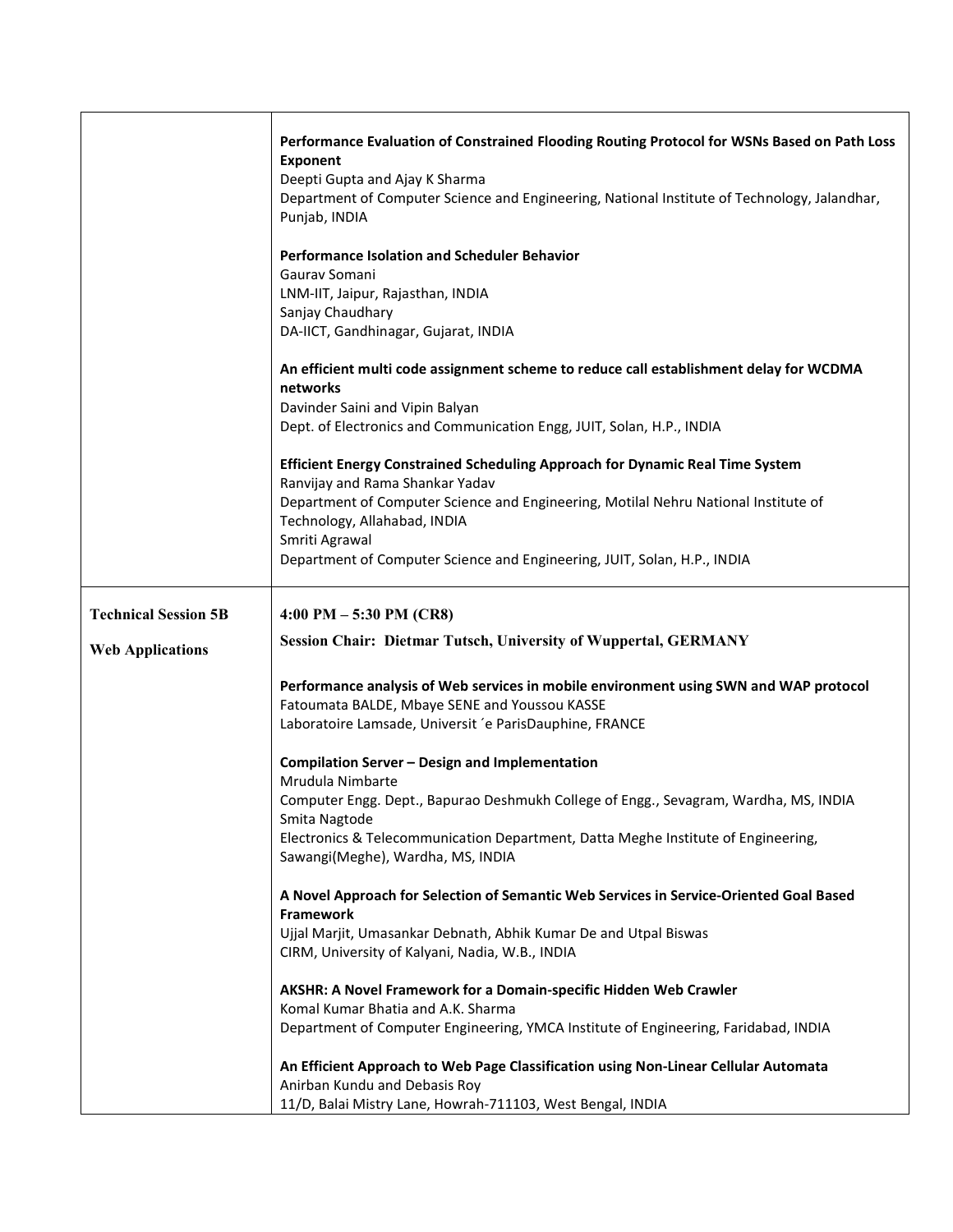| | |
|---|---|
| | **Performance Evaluation of Constrained Flooding Routing Protocol for WSNs Based on Path Loss Exponent**<br>Deepti Gupta and Ajay K Sharma<br>Department of Computer Science and Engineering, National Institute of Technology, Jalandhar, Punjab, INDIA<br><br>**Performance Isolation and Scheduler Behavior**<br>Gaurav Somani<br>LNM-IIT, Jaipur, Rajasthan, INDIA<br>Sanjay Chaudhary<br>DA-IICT, Gandhinagar, Gujarat, INDIA<br><br>**An efficient multi code assignment scheme to reduce call establishment delay for WCDMA networks**<br>Davinder Saini and Vipin Balyan<br>Dept. of Electronics and Communication Engg, JUIT, Solan, H.P., INDIA<br><br>**Efficient Energy Constrained Scheduling Approach for Dynamic Real Time System**<br>Ranvijay and Rama Shankar Yadav<br>Department of Computer Science and Engineering, Motilal Nehru National Institute of Technology, Allahabad, INDIA<br>Smriti Agrawal<br>Department of Computer Science and Engineering, JUIT, Solan, H.P., INDIA |
| **Technical Session 5B**<br><br>**Web Applications** | **4:00 PM – 5:30 PM (CR8)**<br>**Session Chair: Dietmar Tutsch, University of Wuppertal, GERMANY**<br><br>**Performance analysis of Web services in mobile environment using SWN and WAP protocol**<br>Fatoumata BALDE, Mbaye SENE and Youssou KASSE<br>Laboratoire Lamsade, Universit ´e ParisDauphine, FRANCE<br><br>**Compilation Server – Design and Implementation**<br>Mrudula Nimbarte<br>Computer Engg. Dept., Bapurao Deshmukh College of Engg., Sevagram, Wardha, MS, INDIA<br>Smita Nagtode<br>Electronics & Telecommunication Department, Datta Meghe Institute of Engineering, Sawangi(Meghe), Wardha, MS, INDIA<br><br>**A Novel Approach for Selection of Semantic Web Services in Service-Oriented Goal Based Framework**<br>Ujjal Marjit, Umasankar Debnath, Abhik Kumar De and Utpal Biswas<br>CIRM, University of Kalyani, Nadia, W.B., INDIA<br><br>**AKSHR: A Novel Framework for a Domain-specific Hidden Web Crawler**<br>Komal Kumar Bhatia and A.K. Sharma<br>Department of Computer Engineering, YMCA Institute of Engineering, Faridabad, INDIA<br><br>**An Efficient Approach to Web Page Classification using Non-Linear Cellular Automata**<br>Anirban Kundu and Debasis Roy<br>11/D, Balai Mistry Lane, Howrah-711103, West Bengal, INDIA |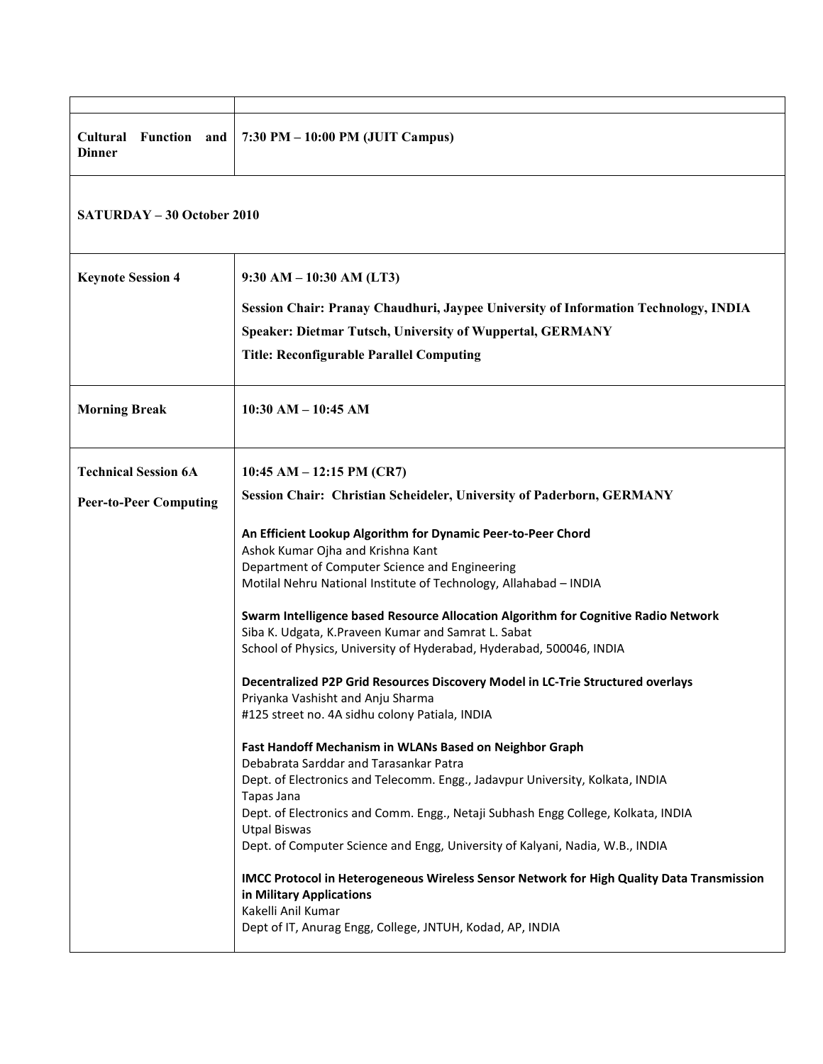| | |
|---|---|
| **Cultural Function and Dinner** | **7:30 PM – 10:00 PM (JUIT Campus)** |
| **SATURDAY – 30 October 2010** | |
| **Keynote Session 4** | **9:30 AM – 10:30 AM (LT3)**<br>**Session Chair: Pranay Chaudhuri, Jaypee University of Information Technology, INDIA**<br>**Speaker: Dietmar Tutsch, University of Wuppertal, GERMANY**<br>**Title: Reconfigurable Parallel Computing** |
| **Morning Break** | **10:30 AM – 10:45 AM** |
| **Technical Session 6A**<br>**Peer-to-Peer Computing** | **10:45 AM – 12:15 PM (CR7)**<br>**Session Chair: Christian Scheideler, University of Paderborn, GERMANY**<br><br>**An Efficient Lookup Algorithm for Dynamic Peer-to-Peer Chord**<br>Ashok Kumar Ojha and Krishna Kant<br>Department of Computer Science and Engineering<br>Motilal Nehru National Institute of Technology, Allahabad – INDIA<br><br>**Swarm Intelligence based Resource Allocation Algorithm for Cognitive Radio Network**<br>Siba K. Udgata, K.Praveen Kumar and Samrat L. Sabat<br>School of Physics, University of Hyderabad, Hyderabad, 500046, INDIA<br><br>**Decentralized P2P Grid Resources Discovery Model in LC-Trie Structured overlays**<br>Priyanka Vashisht and Anju Sharma<br>#125 street no. 4A sidhu colony Patiala, INDIA<br><br>**Fast Handoff Mechanism in WLANs Based on Neighbor Graph**<br>Debabrata Sarddar and Tarasankar Patra<br>Dept. of Electronics and Telecomm. Engg., Jadavpur University, Kolkata, INDIA<br>Tapas Jana<br>Dept. of Electronics and Comm. Engg., Netaji Subhash Engg College, Kolkata, INDIA<br>Utpal Biswas<br>Dept. of Computer Science and Engg, University of Kalyani, Nadia, W.B., INDIA<br><br>**IMCC Protocol in Heterogeneous Wireless Sensor Network for High Quality Data Transmission in Military Applications**<br>Kakelli Anil Kumar<br>Dept of IT, Anurag Engg, College, JNTUH, Kodad, AP, INDIA |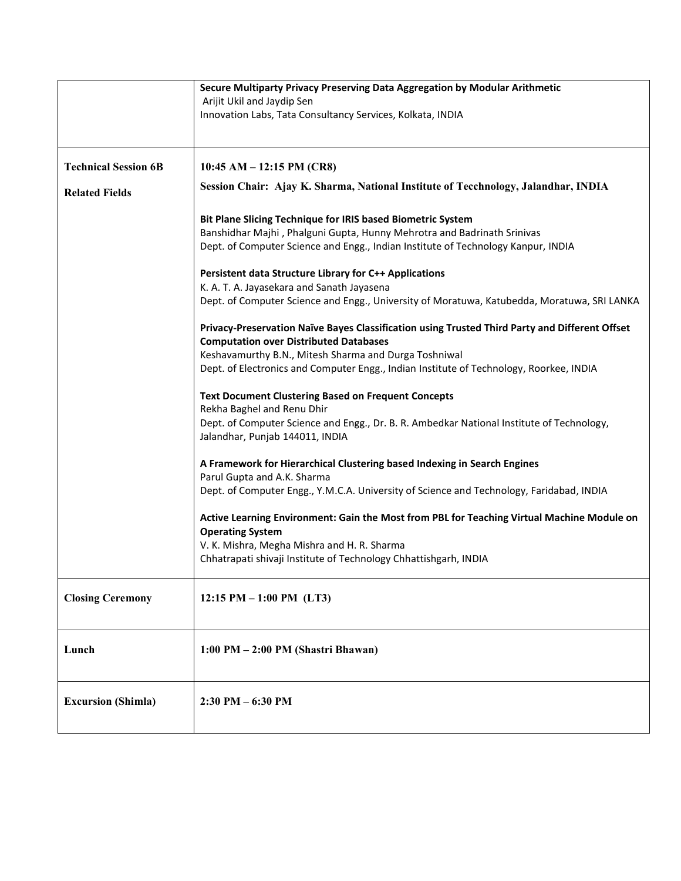| | |
|---|---|
| | **Secure Multiparty Privacy Preserving Data Aggregation by Modular Arithmetic**<br>Arijit Ukil and Jaydip Sen<br>Innovation Labs, Tata Consultancy Services, Kolkata, INDIA |
| **Technical Session 6B**<br><br>**Related Fields** | **10:45 AM – 12:15 PM (CR8)**<br><br>**Session Chair: Ajay K. Sharma, National Institute of Tecchnology, Jalandhar, INDIA**<br><br>**Bit Plane Slicing Technique for IRIS based Biometric System**<br>Banshidhar Majhi , Phalguni Gupta, Hunny Mehrotra and Badrinath Srinivas<br>Dept. of Computer Science and Engg., Indian Institute of Technology Kanpur, INDIA<br><br>**Persistent data Structure Library for C++ Applications**<br>K. A. T. A. Jayasekara and Sanath Jayasena<br>Dept. of Computer Science and Engg., University of Moratuwa, Katubedda, Moratuwa, SRI LANKA<br><br>**Privacy-Preservation Naïve Bayes Classification using Trusted Third Party and Different Offset Computation over Distributed Databases**<br>Keshavamurthy B.N., Mitesh Sharma and Durga Toshniwal<br>Dept. of Electronics and Computer Engg., Indian Institute of Technology, Roorkee, INDIA<br><br>**Text Document Clustering Based on Frequent Concepts**<br>Rekha Baghel and Renu Dhir<br>Dept. of Computer Science and Engg., Dr. B. R. Ambedkar National Institute of Technology, Jalandhar, Punjab 144011, INDIA<br><br>**A Framework for Hierarchical Clustering based Indexing in Search Engines**<br>Parul Gupta and A.K. Sharma<br>Dept. of Computer Engg., Y.M.C.A. University of Science and Technology, Faridabad, INDIA<br><br>**Active Learning Environment: Gain the Most from PBL for Teaching Virtual Machine Module on Operating System**<br>V. K. Mishra, Megha Mishra and H. R. Sharma<br>Chhatrapati shivaji Institute of Technology Chhattishgarh, INDIA |
| **Closing Ceremony** | **12:15 PM – 1:00 PM (LT3)** |
| **Lunch** | **1:00 PM – 2:00 PM (Shastri Bhawan)** |
| **Excursion (Shimla)** | **2:30 PM – 6:30 PM** |